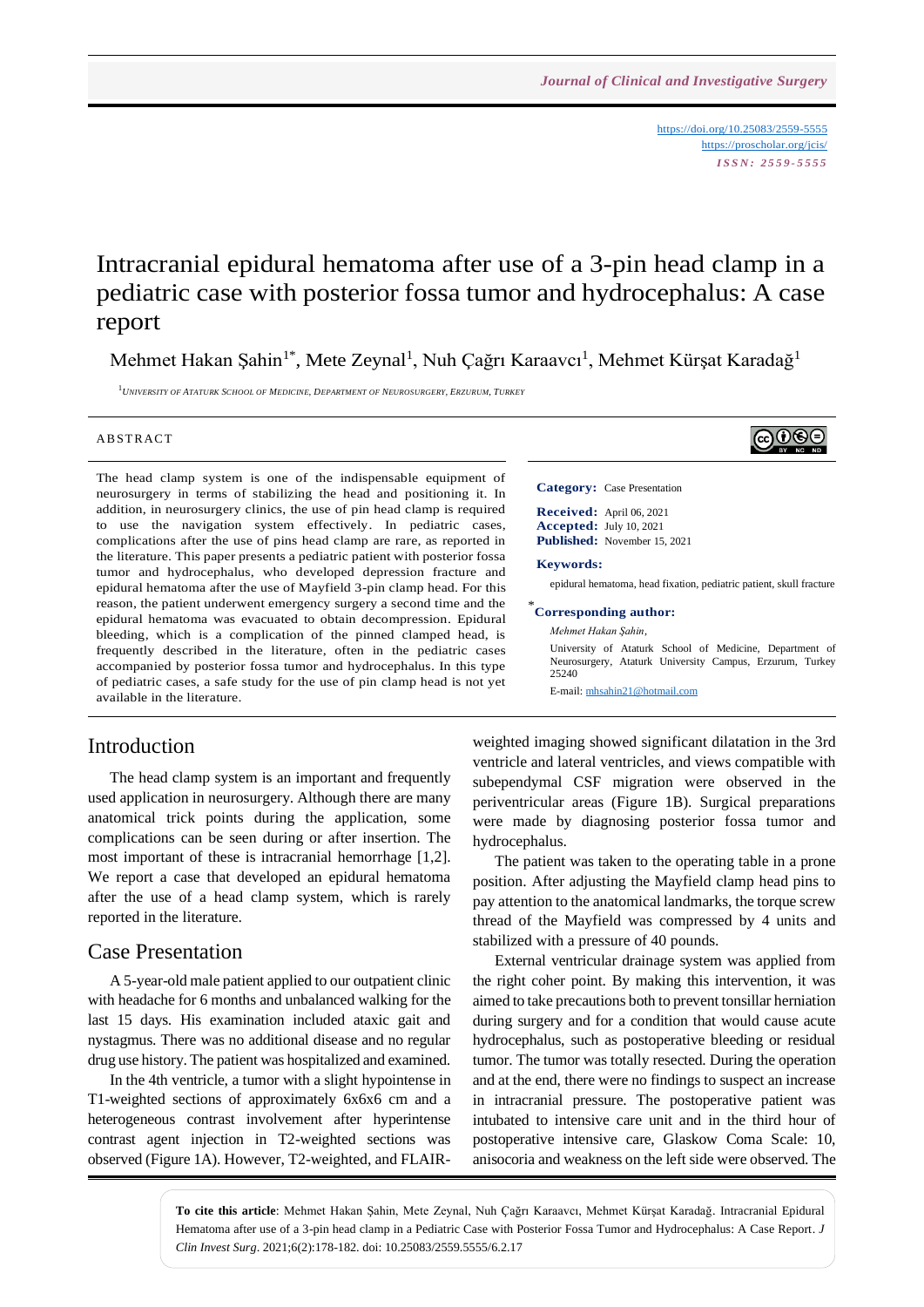# Intracranial epidural hematoma after use of a 3-pin head clamp in a pediatric case with posterior fossa tumor and hydrocephalus: A case report

Mehmet Hakan Şahin[1*], Mete Zeynal[1], Nuh Çağrı Karaavcı[1], Mehmet Kürşat Karadağ[1]

[1]University of Ataturk School of Medicine, Department of Neurosurgery, Erzurum, Turkey

## ABSTRACT

The head clamp system is one of the indispensable equipment of neurosurgery in terms of stabilizing the head and positioning it. In addition, in neurosurgery clinics, the use of pin head clamp is required to use the navigation system effectively. In pediatric cases, complications after the use of pins head clamp are rare, as reported in the literature. This paper presents a pediatric patient with posterior fossa tumor and hydrocephalus, who developed depression fracture and epidural hematoma after the use of Mayfield 3-pin clamp head. For this reason, the patient underwent emergency surgery a second time and the epidural hematoma was evacuated to obtain decompression. Epidural bleeding, which is a complication of the pinned clamped head, is frequently described in the literature, often in the pediatric cases accompanied by posterior fossa tumor and hydrocephalus. In this type of pediatric cases, a safe study for the use of pin clamp head is not yet available in the literature.

**Category:** Case Presentation

**Received:** April 06, 2021
**Accepted:** July 10, 2021
**Published:** November 15, 2021

**Keywords:**

epidural hematoma, head fixation, pediatric patient, skull fracture

***Corresponding author:**

*Mehmet Hakan Şahin,*

University of Ataturk School of Medicine, Department of Neurosurgery, Ataturk University Campus, Erzurum, Turkey 25240

E-mail: mhsahin21@hotmail.com

## Introduction

The head clamp system is an important and frequently used application in neurosurgery. Although there are many anatomical trick points during the application, some complications can be seen during or after insertion. The most important of these is intracranial hemorrhage [1,2]. We report a case that developed an epidural hematoma after the use of a head clamp system, which is rarely reported in the literature.

## Case Presentation

A 5-year-old male patient applied to our outpatient clinic with headache for 6 months and unbalanced walking for the last 15 days. His examination included ataxic gait and nystagmus. There was no additional disease and no regular drug use history. The patient was hospitalized and examined.

In the 4th ventricle, a tumor with a slight hypointense in T1-weighted sections of approximately 6x6x6 cm and a heterogeneous contrast involvement after hyperintense contrast agent injection in T2-weighted sections was observed (Figure 1A). However, T2-weighted, and FLAIR-weighted imaging showed significant dilatation in the 3rd ventricle and lateral ventricles, and views compatible with subependymal CSF migration were observed in the periventricular areas (Figure 1B). Surgical preparations were made by diagnosing posterior fossa tumor and hydrocephalus.

The patient was taken to the operating table in a prone position. After adjusting the Mayfield clamp head pins to pay attention to the anatomical landmarks, the torque screw thread of the Mayfield was compressed by 4 units and stabilized with a pressure of 40 pounds.

External ventricular drainage system was applied from the right coher point. By making this intervention, it was aimed to take precautions both to prevent tonsillar herniation during surgery and for a condition that would cause acute hydrocephalus, such as postoperative bleeding or residual tumor. The tumor was totally resected. During the operation and at the end, there were no findings to suspect an increase in intracranial pressure. The postoperative patient was intubated to intensive care unit and in the third hour of postoperative intensive care, Glaskow Coma Scale: 10, anisocoria and weakness on the left side were observed. The

**To cite this article**: Mehmet Hakan Şahin, Mete Zeynal, Nuh Çağrı Karaavcı, Mehmet Kürşat Karadağ. Intracranial Epidural Hematoma after use of a 3-pin head clamp in a Pediatric Case with Posterior Fossa Tumor and Hydrocephalus: A Case Report. *J Clin Invest Surg*. 2021;6(2):178-182. doi: 10.25083/2559.5555/6.2.17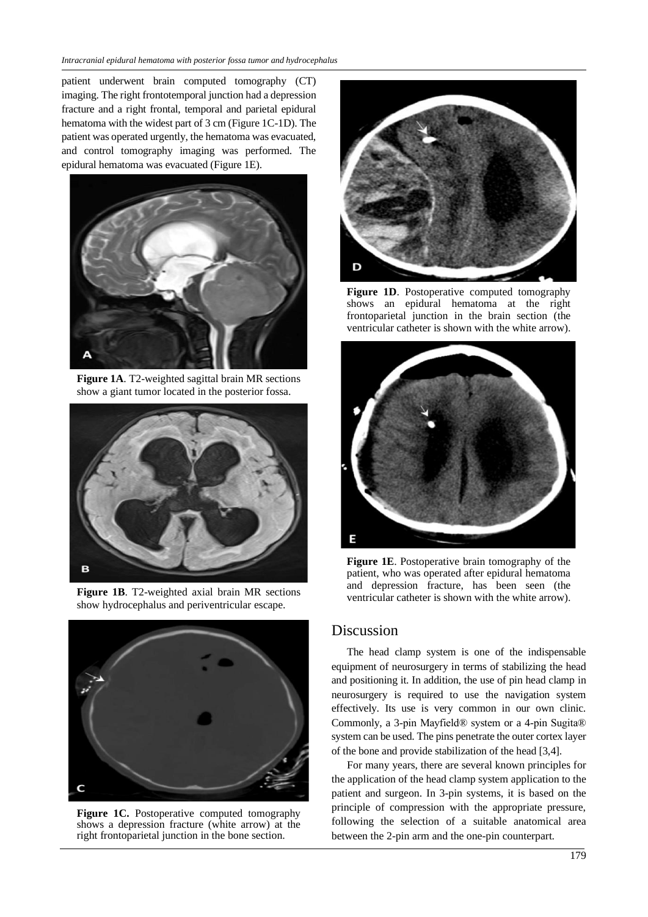patient underwent brain computed tomography (CT) imaging. The right frontotemporal junction had a depression fracture and a right frontal, temporal and parietal epidural hematoma with the widest part of 3 cm (Figure 1C-1D). The patient was operated urgently, the hematoma was evacuated, and control tomography imaging was performed. The epidural hematoma was evacuated (Figure 1E).

**Figure 1A**. T2-weighted sagittal brain MR sections show a giant tumor located in the posterior fossa.

**Figure 1B**. T2-weighted axial brain MR sections show hydrocephalus and periventricular escape.

**Figure 1C.** Postoperative computed tomography shows a depression fracture (white arrow) at the right frontoparietal junction in the bone section.

**Figure 1D**. Postoperative computed tomography shows an epidural hematoma at the right frontoparietal junction in the brain section (the ventricular catheter is shown with the white arrow).

**Figure 1E**. Postoperative brain tomography of the patient, who was operated after epidural hematoma and depression fracture, has been seen (the ventricular catheter is shown with the white arrow).

## Discussion

The head clamp system is one of the indispensable equipment of neurosurgery in terms of stabilizing the head and positioning it. In addition, the use of pin head clamp in neurosurgery is required to use the navigation system effectively. Its use is very common in our own clinic. Commonly, a 3-pin Mayfield® system or a 4-pin Sugita® system can be used. The pins penetrate the outer cortex layer of the bone and provide stabilization of the head [3,4].

For many years, there are several known principles for the application of the head clamp system application to the patient and surgeon. In 3-pin systems, it is based on the principle of compression with the appropriate pressure, following the selection of a suitable anatomical area between the 2-pin arm and the one-pin counterpart.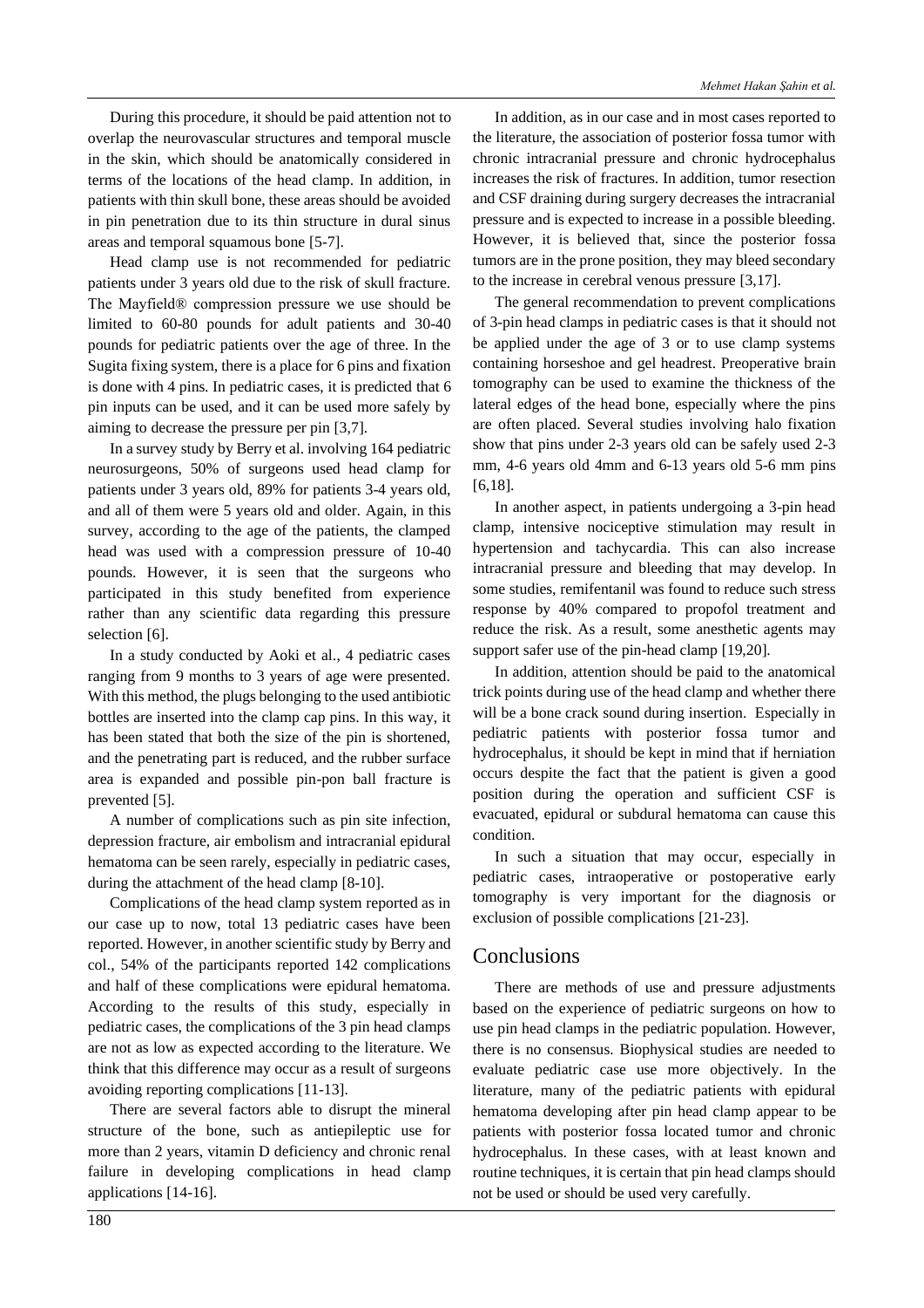During this procedure, it should be paid attention not to overlap the neurovascular structures and temporal muscle in the skin, which should be anatomically considered in terms of the locations of the head clamp. In addition, in patients with thin skull bone, these areas should be avoided in pin penetration due to its thin structure in dural sinus areas and temporal squamous bone [5-7].

Head clamp use is not recommended for pediatric patients under 3 years old due to the risk of skull fracture. The Mayfield® compression pressure we use should be limited to 60-80 pounds for adult patients and 30-40 pounds for pediatric patients over the age of three. In the Sugita fixing system, there is a place for 6 pins and fixation is done with 4 pins. In pediatric cases, it is predicted that 6 pin inputs can be used, and it can be used more safely by aiming to decrease the pressure per pin [3,7].

In a survey study by Berry et al. involving 164 pediatric neurosurgeons, 50% of surgeons used head clamp for patients under 3 years old, 89% for patients 3-4 years old, and all of them were 5 years old and older. Again, in this survey, according to the age of the patients, the clamped head was used with a compression pressure of 10-40 pounds. However, it is seen that the surgeons who participated in this study benefited from experience rather than any scientific data regarding this pressure selection [6].

In a study conducted by Aoki et al., 4 pediatric cases ranging from 9 months to 3 years of age were presented. With this method, the plugs belonging to the used antibiotic bottles are inserted into the clamp cap pins. In this way, it has been stated that both the size of the pin is shortened, and the penetrating part is reduced, and the rubber surface area is expanded and possible pin-pon ball fracture is prevented [5].

A number of complications such as pin site infection, depression fracture, air embolism and intracranial epidural hematoma can be seen rarely, especially in pediatric cases, during the attachment of the head clamp [8-10].

Complications of the head clamp system reported as in our case up to now, total 13 pediatric cases have been reported. However, in another scientific study by Berry and col., 54% of the participants reported 142 complications and half of these complications were epidural hematoma. According to the results of this study, especially in pediatric cases, the complications of the 3 pin head clamps are not as low as expected according to the literature. We think that this difference may occur as a result of surgeons avoiding reporting complications [11-13].

There are several factors able to disrupt the mineral structure of the bone, such as antiepileptic use for more than 2 years, vitamin D deficiency and chronic renal failure in developing complications in head clamp applications [14-16].

In addition, as in our case and in most cases reported to the literature, the association of posterior fossa tumor with chronic intracranial pressure and chronic hydrocephalus increases the risk of fractures. In addition, tumor resection and CSF draining during surgery decreases the intracranial pressure and is expected to increase in a possible bleeding. However, it is believed that, since the posterior fossa tumors are in the prone position, they may bleed secondary to the increase in cerebral venous pressure [3,17].

The general recommendation to prevent complications of 3-pin head clamps in pediatric cases is that it should not be applied under the age of 3 or to use clamp systems containing horseshoe and gel headrest. Preoperative brain tomography can be used to examine the thickness of the lateral edges of the head bone, especially where the pins are often placed. Several studies involving halo fixation show that pins under 2-3 years old can be safely used 2-3 mm, 4-6 years old 4mm and 6-13 years old 5-6 mm pins [6,18].

In another aspect, in patients undergoing a 3-pin head clamp, intensive nociceptive stimulation may result in hypertension and tachycardia. This can also increase intracranial pressure and bleeding that may develop. In some studies, remifentanil was found to reduce such stress response by 40% compared to propofol treatment and reduce the risk. As a result, some anesthetic agents may support safer use of the pin-head clamp [19,20].

In addition, attention should be paid to the anatomical trick points during use of the head clamp and whether there will be a bone crack sound during insertion. Especially in pediatric patients with posterior fossa tumor and hydrocephalus, it should be kept in mind that if herniation occurs despite the fact that the patient is given a good position during the operation and sufficient CSF is evacuated, epidural or subdural hematoma can cause this condition.

In such a situation that may occur, especially in pediatric cases, intraoperative or postoperative early tomography is very important for the diagnosis or exclusion of possible complications [21-23].

## Conclusions

There are methods of use and pressure adjustments based on the experience of pediatric surgeons on how to use pin head clamps in the pediatric population. However, there is no consensus. Biophysical studies are needed to evaluate pediatric case use more objectively. In the literature, many of the pediatric patients with epidural hematoma developing after pin head clamp appear to be patients with posterior fossa located tumor and chronic hydrocephalus. In these cases, with at least known and routine techniques, it is certain that pin head clamps should not be used or should be used very carefully.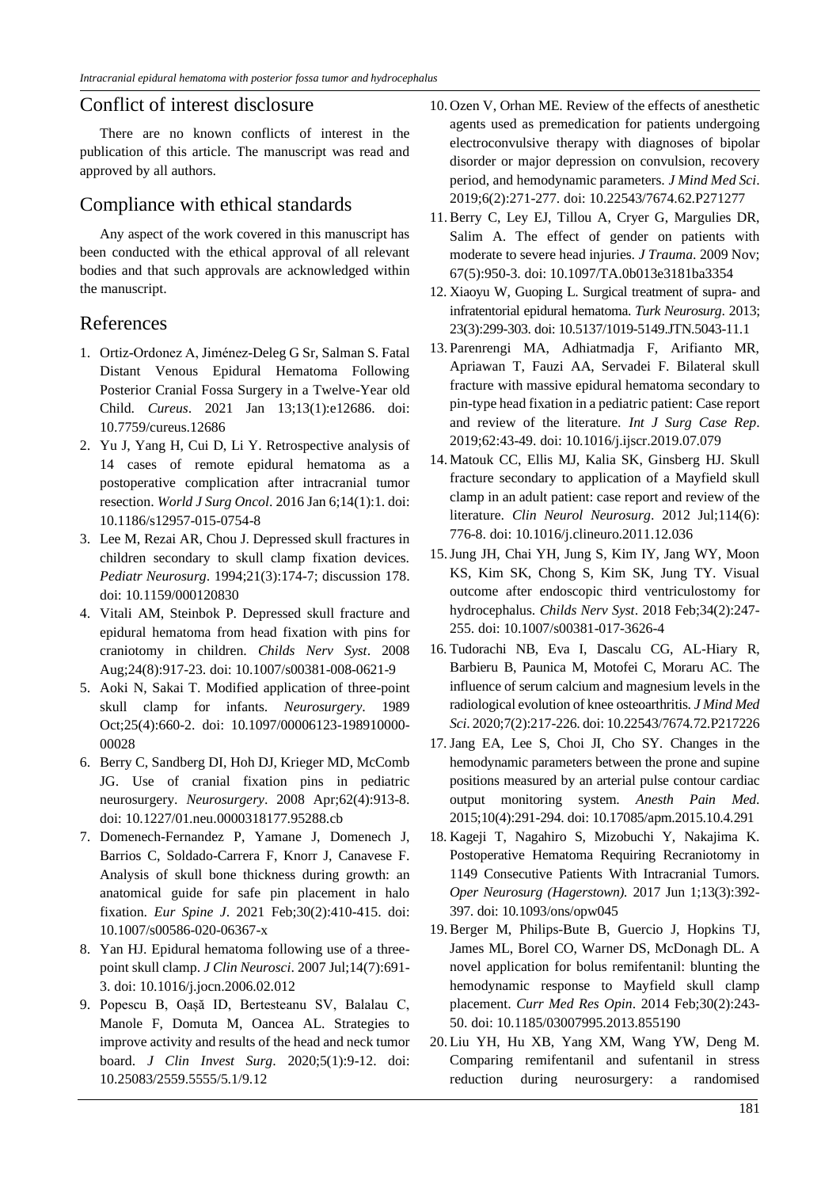## Conflict of interest disclosure

There are no known conflicts of interest in the publication of this article. The manuscript was read and approved by all authors.

## Compliance with ethical standards

Any aspect of the work covered in this manuscript has been conducted with the ethical approval of all relevant bodies and that such approvals are acknowledged within the manuscript.

## References

1. Ortiz-Ordonez A, Jiménez-Deleg G Sr, Salman S. Fatal Distant Venous Epidural Hematoma Following Posterior Cranial Fossa Surgery in a Twelve-Year old Child. *Cureus*. 2021 Jan 13;13(1):e12686. doi: 10.7759/cureus.12686
2. Yu J, Yang H, Cui D, Li Y. Retrospective analysis of 14 cases of remote epidural hematoma as a postoperative complication after intracranial tumor resection. *World J Surg Oncol*. 2016 Jan 6;14(1):1. doi: 10.1186/s12957-015-0754-8
3. Lee M, Rezai AR, Chou J. Depressed skull fractures in children secondary to skull clamp fixation devices. *Pediatr Neurosurg*. 1994;21(3):174-7; discussion 178. doi: 10.1159/000120830
4. Vitali AM, Steinbok P. Depressed skull fracture and epidural hematoma from head fixation with pins for craniotomy in children. *Childs Nerv Syst*. 2008 Aug;24(8):917-23. doi: 10.1007/s00381-008-0621-9
5. Aoki N, Sakai T. Modified application of three-point skull clamp for infants. *Neurosurgery*. 1989 Oct;25(4):660-2. doi: 10.1097/00006123-198910000-00028
6. Berry C, Sandberg DI, Hoh DJ, Krieger MD, McComb JG. Use of cranial fixation pins in pediatric neurosurgery. *Neurosurgery*. 2008 Apr;62(4):913-8. doi: 10.1227/01.neu.0000318177.95288.cb
7. Domenech-Fernandez P, Yamane J, Domenech J, Barrios C, Soldado-Carrera F, Knorr J, Canavese F. Analysis of skull bone thickness during growth: an anatomical guide for safe pin placement in halo fixation. *Eur Spine J*. 2021 Feb;30(2):410-415. doi: 10.1007/s00586-020-06367-x
8. Yan HJ. Epidural hematoma following use of a three-point skull clamp. *J Clin Neurosci*. 2007 Jul;14(7):691-3. doi: 10.1016/j.jocn.2006.02.012
9. Popescu B, Oașă ID, Bertesteanu SV, Balalau C, Manole F, Domuta M, Oancea AL. Strategies to improve activity and results of the head and neck tumor board. *J Clin Invest Surg*. 2020;5(1):9-12. doi: 10.25083/2559.5555/5.1/9.12
10. Ozen V, Orhan ME. Review of the effects of anesthetic agents used as premedication for patients undergoing electroconvulsive therapy with diagnoses of bipolar disorder or major depression on convulsion, recovery period, and hemodynamic parameters. *J Mind Med Sci*. 2019;6(2):271-277. doi: 10.22543/7674.62.P271277
11. Berry C, Ley EJ, Tillou A, Cryer G, Margulies DR, Salim A. The effect of gender on patients with moderate to severe head injuries. *J Trauma*. 2009 Nov; 67(5):950-3. doi: 10.1097/TA.0b013e3181ba3354
12. Xiaoyu W, Guoping L. Surgical treatment of supra- and infratentorial epidural hematoma. *Turk Neurosurg*. 2013; 23(3):299-303. doi: 10.5137/1019-5149.JTN.5043-11.1
13. Parenrengi MA, Adhiatmadja F, Arifianto MR, Apriawan T, Fauzi AA, Servadei F. Bilateral skull fracture with massive epidural hematoma secondary to pin-type head fixation in a pediatric patient: Case report and review of the literature. *Int J Surg Case Rep*. 2019;62:43-49. doi: 10.1016/j.ijscr.2019.07.079
14. Matouk CC, Ellis MJ, Kalia SK, Ginsberg HJ. Skull fracture secondary to application of a Mayfield skull clamp in an adult patient: case report and review of the literature. *Clin Neurol Neurosurg*. 2012 Jul;114(6): 776-8. doi: 10.1016/j.clineuro.2011.12.036
15. Jung JH, Chai YH, Jung S, Kim IY, Jang WY, Moon KS, Kim SK, Chong S, Kim SK, Jung TY. Visual outcome after endoscopic third ventriculostomy for hydrocephalus. *Childs Nerv Syst*. 2018 Feb;34(2):247-255. doi: 10.1007/s00381-017-3626-4
16. Tudorachi NB, Eva I, Dascalu CG, AL-Hiary R, Barbieru B, Paunica M, Motofei C, Moraru AC. The influence of serum calcium and magnesium levels in the radiological evolution of knee osteoarthritis. *J Mind Med Sci*. 2020;7(2):217-226. doi: 10.22543/7674.72.P217226
17. Jang EA, Lee S, Choi JI, Cho SY. Changes in the hemodynamic parameters between the prone and supine positions measured by an arterial pulse contour cardiac output monitoring system. *Anesth Pain Med*. 2015;10(4):291-294. doi: 10.17085/apm.2015.10.4.291
18. Kageji T, Nagahiro S, Mizobuchi Y, Nakajima K. Postoperative Hematoma Requiring Recraniotomy in 1149 Consecutive Patients With Intracranial Tumors. *Oper Neurosurg (Hagerstown)*. 2017 Jun 1;13(3):392-397. doi: 10.1093/ons/opw045
19. Berger M, Philips-Bute B, Guercio J, Hopkins TJ, James ML, Borel CO, Warner DS, McDonagh DL. A novel application for bolus remifentanil: blunting the hemodynamic response to Mayfield skull clamp placement. *Curr Med Res Opin*. 2014 Feb;30(2):243-50. doi: 10.1185/03007995.2013.855190
20. Liu YH, Hu XB, Yang XM, Wang YW, Deng M. Comparing remifentanil and sufentanil in stress reduction during neurosurgery: a randomised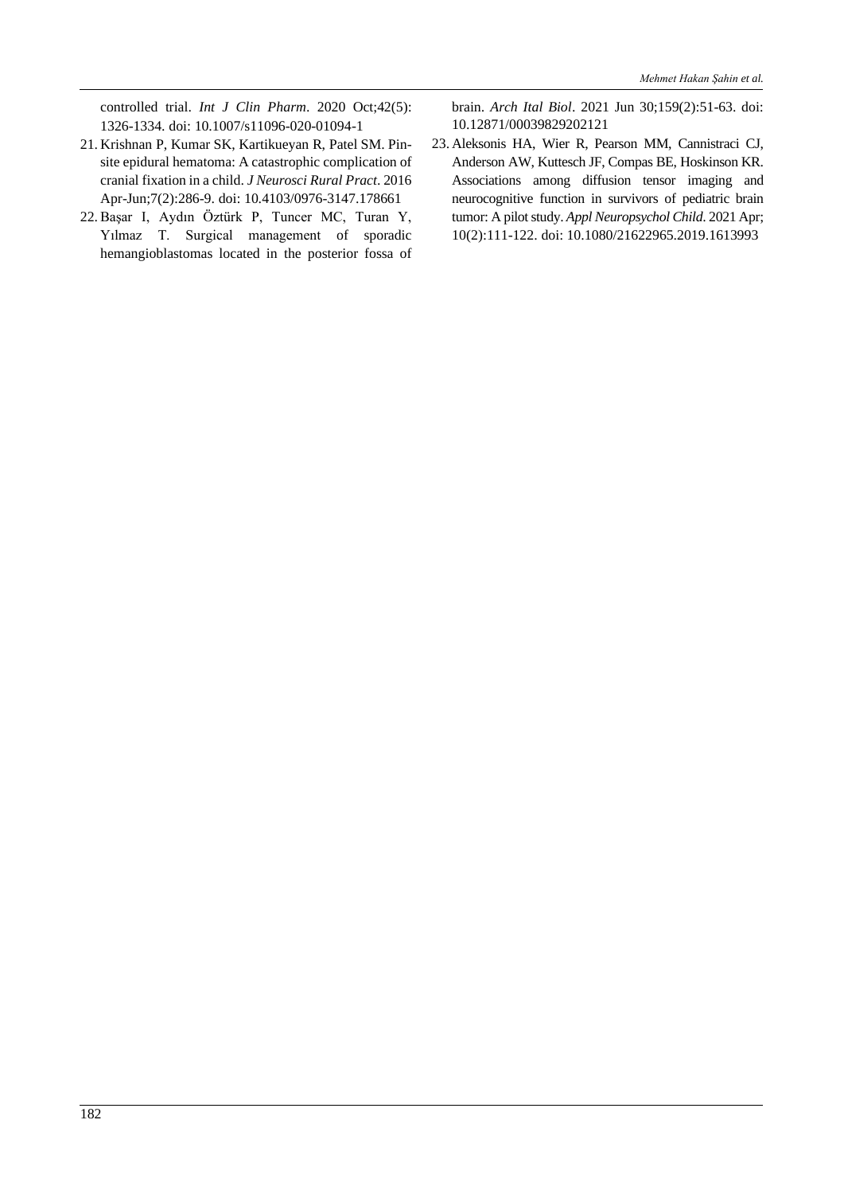controlled trial. *Int J Clin Pharm*. 2020 Oct;42(5): 1326-1334. doi: 10.1007/s11096-020-01094-1

21. Krishnan P, Kumar SK, Kartikueyan R, Patel SM. Pin-site epidural hematoma: A catastrophic complication of cranial fixation in a child. *J Neurosci Rural Pract*. 2016 Apr-Jun;7(2):286-9. doi: 10.4103/0976-3147.178661
22. Başar I, Aydın Öztürk P, Tuncer MC, Turan Y, Yılmaz T. Surgical management of sporadic hemangioblastomas located in the posterior fossa of brain. *Arch Ital Biol*. 2021 Jun 30;159(2):51-63. doi: 10.12871/00039829202121
23. Aleksonis HA, Wier R, Pearson MM, Cannistraci CJ, Anderson AW, Kuttesch JF, Compas BE, Hoskinson KR. Associations among diffusion tensor imaging and neurocognitive function in survivors of pediatric brain tumor: A pilot study. *Appl Neuropsychol Child*. 2021 Apr; 10(2):111-122. doi: 10.1080/21622965.2019.1613993